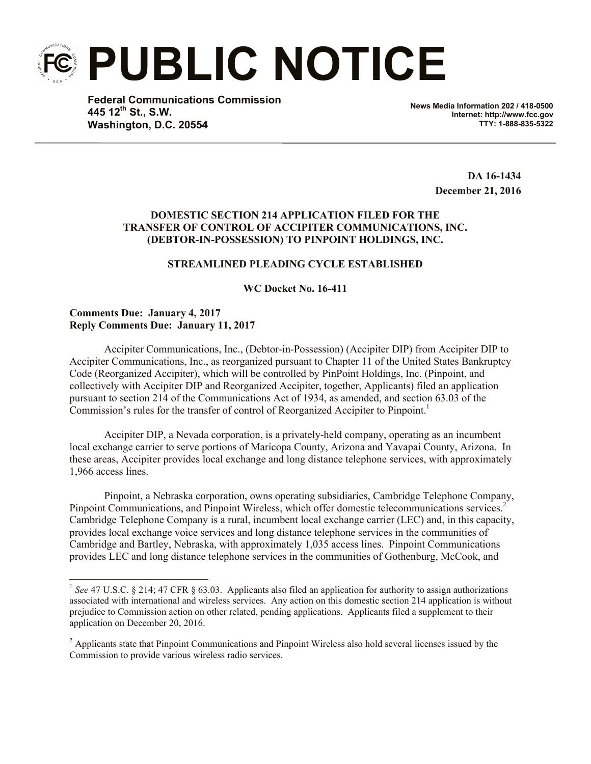# PUBLIC NOTICE

**Federal Communications Commission**
**445 12th St., S.W.**
**Washington, D.C. 20554**

**News Media Information 202 / 418-0500**
**Internet: http://www.fcc.gov**
**TTY: 1-888-835-5322**

**DA 16-1434**
**December 21, 2016**

**DOMESTIC SECTION 214 APPLICATION FILED FOR THE TRANSFER OF CONTROL OF ACCIPITER COMMUNICATIONS, INC. (DEBTOR-IN-POSSESSION) TO PINPOINT HOLDINGS, INC.**

**STREAMLINED PLEADING CYCLE ESTABLISHED**

**WC Docket No. 16-411**

**Comments Due: January 4, 2017**
**Reply Comments Due: January 11, 2017**

Accipiter Communications, Inc., (Debtor-in-Possession) (Accipiter DIP) from Accipiter DIP to Accipiter Communications, Inc., as reorganized pursuant to Chapter 11 of the United States Bankruptcy Code (Reorganized Accipiter), which will be controlled by PinPoint Holdings, Inc. (Pinpoint, and collectively with Accipiter DIP and Reorganized Accipiter, together, Applicants) filed an application pursuant to section 214 of the Communications Act of 1934, as amended, and section 63.03 of the Commission's rules for the transfer of control of Reorganized Accipiter to Pinpoint.[1]

Accipiter DIP, a Nevada corporation, is a privately-held company, operating as an incumbent local exchange carrier to serve portions of Maricopa County, Arizona and Yavapai County, Arizona. In these areas, Accipiter provides local exchange and long distance telephone services, with approximately 1,966 access lines.

Pinpoint, a Nebraska corporation, owns operating subsidiaries, Cambridge Telephone Company, Pinpoint Communications, and Pinpoint Wireless, which offer domestic telecommunications services.[2] Cambridge Telephone Company is a rural, incumbent local exchange carrier (LEC) and, in this capacity, provides local exchange voice services and long distance telephone services in the communities of Cambridge and Bartley, Nebraska, with approximately 1,035 access lines. Pinpoint Communications provides LEC and long distance telephone services in the communities of Gothenburg, McCook, and

---

[1] *See* 47 U.S.C. § 214; 47 CFR § 63.03. Applicants also filed an application for authority to assign authorizations associated with international and wireless services. Any action on this domestic section 214 application is without prejudice to Commission action on other related, pending applications. Applicants filed a supplement to their application on December 20, 2016.

[2] Applicants state that Pinpoint Communications and Pinpoint Wireless also hold several licenses issued by the Commission to provide various wireless radio services.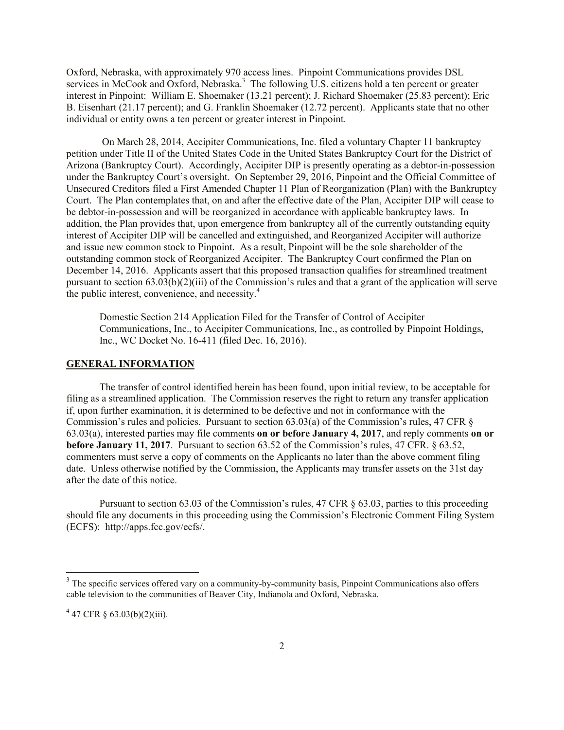Oxford, Nebraska, with approximately 970 access lines. Pinpoint Communications provides DSL services in McCook and Oxford, Nebraska.[3] The following U.S. citizens hold a ten percent or greater interest in Pinpoint: William E. Shoemaker (13.21 percent); J. Richard Shoemaker (25.83 percent); Eric B. Eisenhart (21.17 percent); and G. Franklin Shoemaker (12.72 percent). Applicants state that no other individual or entity owns a ten percent or greater interest in Pinpoint.

On March 28, 2014, Accipiter Communications, Inc. filed a voluntary Chapter 11 bankruptcy petition under Title II of the United States Code in the United States Bankruptcy Court for the District of Arizona (Bankruptcy Court). Accordingly, Accipiter DIP is presently operating as a debtor-in-possession under the Bankruptcy Court's oversight. On September 29, 2016, Pinpoint and the Official Committee of Unsecured Creditors filed a First Amended Chapter 11 Plan of Reorganization (Plan) with the Bankruptcy Court. The Plan contemplates that, on and after the effective date of the Plan, Accipiter DIP will cease to be debtor-in-possession and will be reorganized in accordance with applicable bankruptcy laws. In addition, the Plan provides that, upon emergence from bankruptcy all of the currently outstanding equity interest of Accipiter DIP will be cancelled and extinguished, and Reorganized Accipiter will authorize and issue new common stock to Pinpoint. As a result, Pinpoint will be the sole shareholder of the outstanding common stock of Reorganized Accipiter. The Bankruptcy Court confirmed the Plan on December 14, 2016. Applicants assert that this proposed transaction qualifies for streamlined treatment pursuant to section 63.03(b)(2)(iii) of the Commission's rules and that a grant of the application will serve the public interest, convenience, and necessity.[4]

> Domestic Section 214 Application Filed for the Transfer of Control of Accipiter Communications, Inc., to Accipiter Communications, Inc., as controlled by Pinpoint Holdings, Inc., WC Docket No. 16-411 (filed Dec. 16, 2016).

## GENERAL INFORMATION

The transfer of control identified herein has been found, upon initial review, to be acceptable for filing as a streamlined application. The Commission reserves the right to return any transfer application if, upon further examination, it is determined to be defective and not in conformance with the Commission's rules and policies. Pursuant to section 63.03(a) of the Commission's rules, 47 CFR § 63.03(a), interested parties may file comments **on or before January 4, 2017**, and reply comments **on or before January 11, 2017**. Pursuant to section 63.52 of the Commission's rules, 47 CFR. § 63.52, commenters must serve a copy of comments on the Applicants no later than the above comment filing date. Unless otherwise notified by the Commission, the Applicants may transfer assets on the 31st day after the date of this notice.

Pursuant to section 63.03 of the Commission's rules, 47 CFR § 63.03, parties to this proceeding should file any documents in this proceeding using the Commission's Electronic Comment Filing System (ECFS): http://apps.fcc.gov/ecfs/.

---

[3] The specific services offered vary on a community-by-community basis, Pinpoint Communications also offers cable television to the communities of Beaver City, Indianola and Oxford, Nebraska.

[4] 47 CFR § 63.03(b)(2)(iii).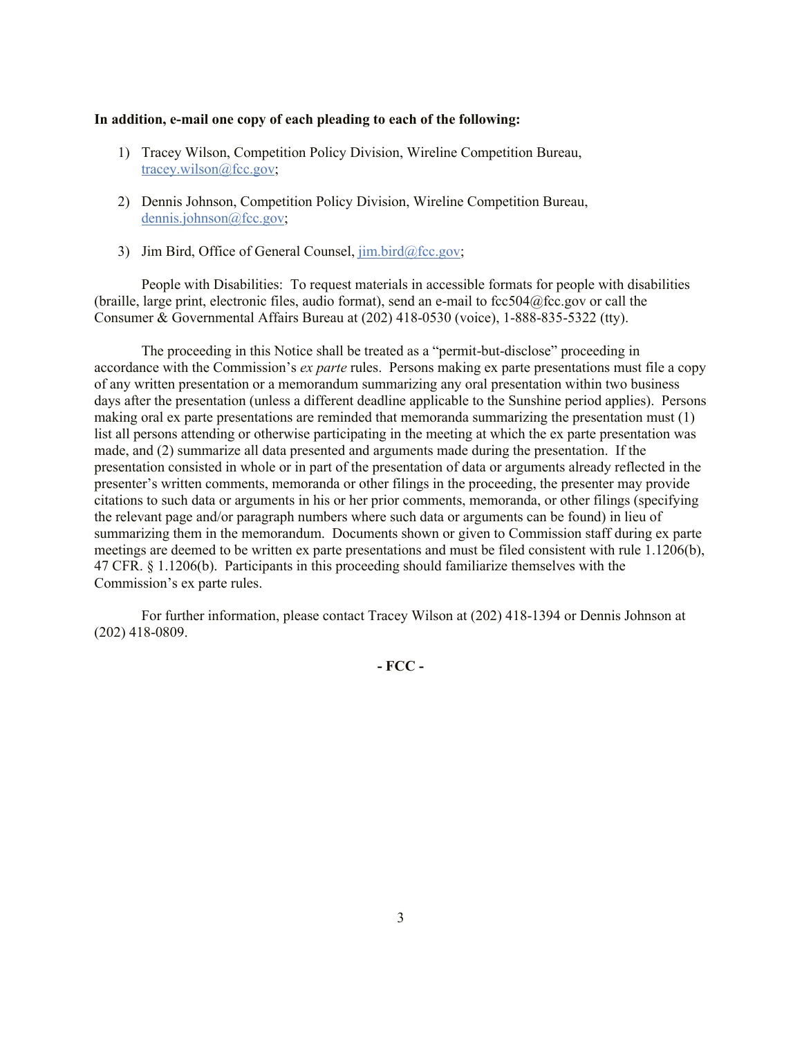**In addition, e-mail one copy of each pleading to each of the following:**

1) Tracey Wilson, Competition Policy Division, Wireline Competition Bureau, tracey.wilson@fcc.gov;

2) Dennis Johnson, Competition Policy Division, Wireline Competition Bureau, dennis.johnson@fcc.gov;

3) Jim Bird, Office of General Counsel, jim.bird@fcc.gov;

People with Disabilities: To request materials in accessible formats for people with disabilities (braille, large print, electronic files, audio format), send an e-mail to fcc504@fcc.gov or call the Consumer & Governmental Affairs Bureau at (202) 418-0530 (voice), 1-888-835-5322 (tty).

The proceeding in this Notice shall be treated as a "permit-but-disclose" proceeding in accordance with the Commission's *ex parte* rules. Persons making ex parte presentations must file a copy of any written presentation or a memorandum summarizing any oral presentation within two business days after the presentation (unless a different deadline applicable to the Sunshine period applies). Persons making oral ex parte presentations are reminded that memoranda summarizing the presentation must (1) list all persons attending or otherwise participating in the meeting at which the ex parte presentation was made, and (2) summarize all data presented and arguments made during the presentation. If the presentation consisted in whole or in part of the presentation of data or arguments already reflected in the presenter's written comments, memoranda or other filings in the proceeding, the presenter may provide citations to such data or arguments in his or her prior comments, memoranda, or other filings (specifying the relevant page and/or paragraph numbers where such data or arguments can be found) in lieu of summarizing them in the memorandum. Documents shown or given to Commission staff during ex parte meetings are deemed to be written ex parte presentations and must be filed consistent with rule 1.1206(b), 47 CFR. § 1.1206(b). Participants in this proceeding should familiarize themselves with the Commission's ex parte rules.

For further information, please contact Tracey Wilson at (202) 418-1394 or Dennis Johnson at (202) 418-0809.

**- FCC -**